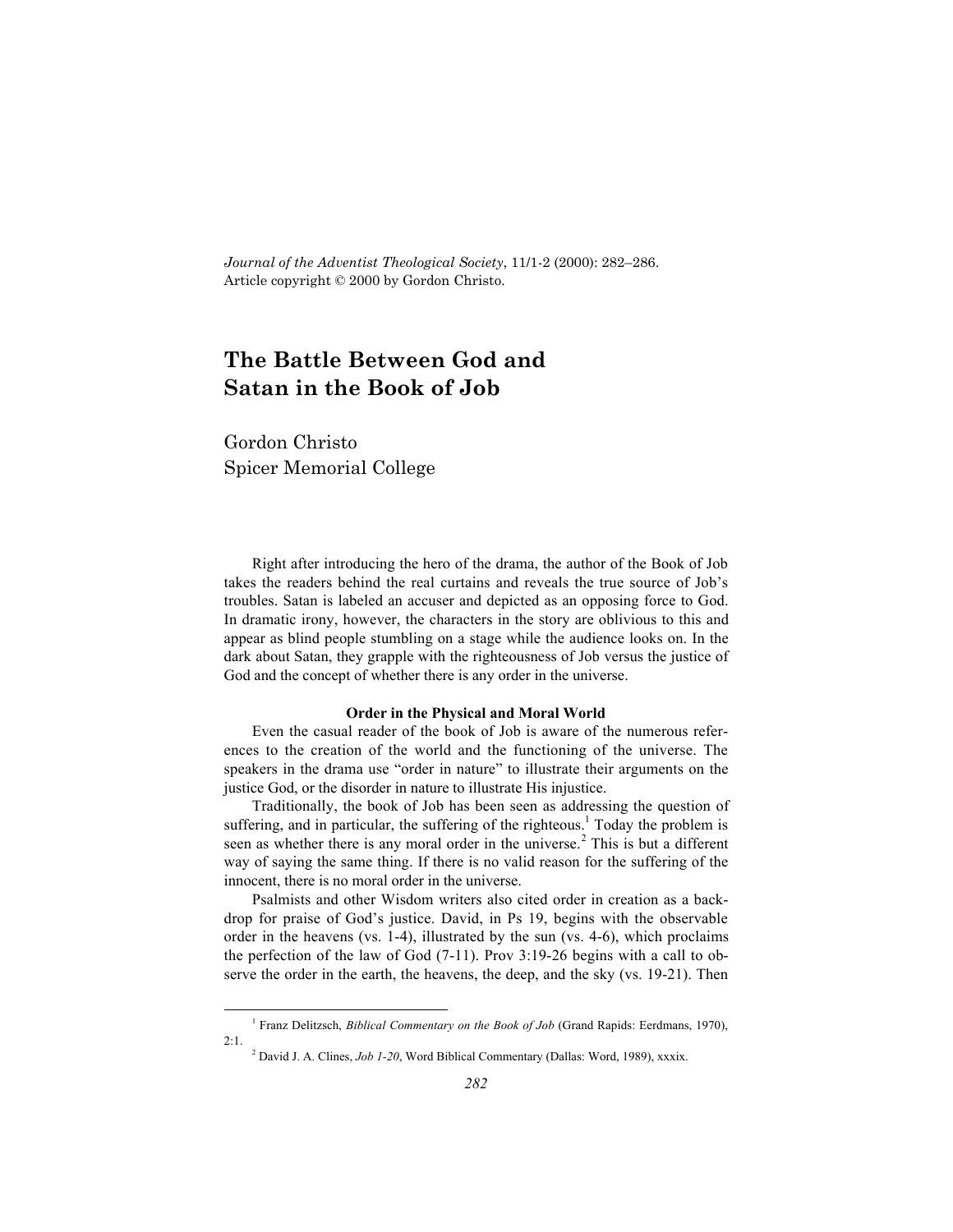*Journal of the Adventist Theological Society*, 11/1-2 (2000): 282–286.
Article copyright © 2000 by Gordon Christo.

# The Battle Between God and Satan in the Book of Job

Gordon Christo
Spicer Memorial College

Right after introducing the hero of the drama, the author of the Book of Job takes the readers behind the real curtains and reveals the true source of Job's troubles. Satan is labeled an accuser and depicted as an opposing force to God. In dramatic irony, however, the characters in the story are oblivious to this and appear as blind people stumbling on a stage while the audience looks on. In the dark about Satan, they grapple with the righteousness of Job versus the justice of God and the concept of whether there is any order in the universe.

**Order in the Physical and Moral World**

Even the casual reader of the book of Job is aware of the numerous references to the creation of the world and the functioning of the universe. The speakers in the drama use "order in nature" to illustrate their arguments on the justice God, or the disorder in nature to illustrate His injustice.

Traditionally, the book of Job has been seen as addressing the question of suffering, and in particular, the suffering of the righteous.[1] Today the problem is seen as whether there is any moral order in the universe.[2] This is but a different way of saying the same thing. If there is no valid reason for the suffering of the innocent, there is no moral order in the universe.

Psalmists and other Wisdom writers also cited order in creation as a backdrop for praise of God's justice. David, in Ps 19, begins with the observable order in the heavens (vs. 1-4), illustrated by the sun (vs. 4-6), which proclaims the perfection of the law of God (7-11). Prov 3:19-26 begins with a call to observe the order in the earth, the heavens, the deep, and the sky (vs. 19-21). Then

---

[1] Franz Delitzsch, *Biblical Commentary on the Book of Job* (Grand Rapids: Eerdmans, 1970), 2:1.

[2] David J. A. Clines, *Job 1-20*, Word Biblical Commentary (Dallas: Word, 1989), xxxix.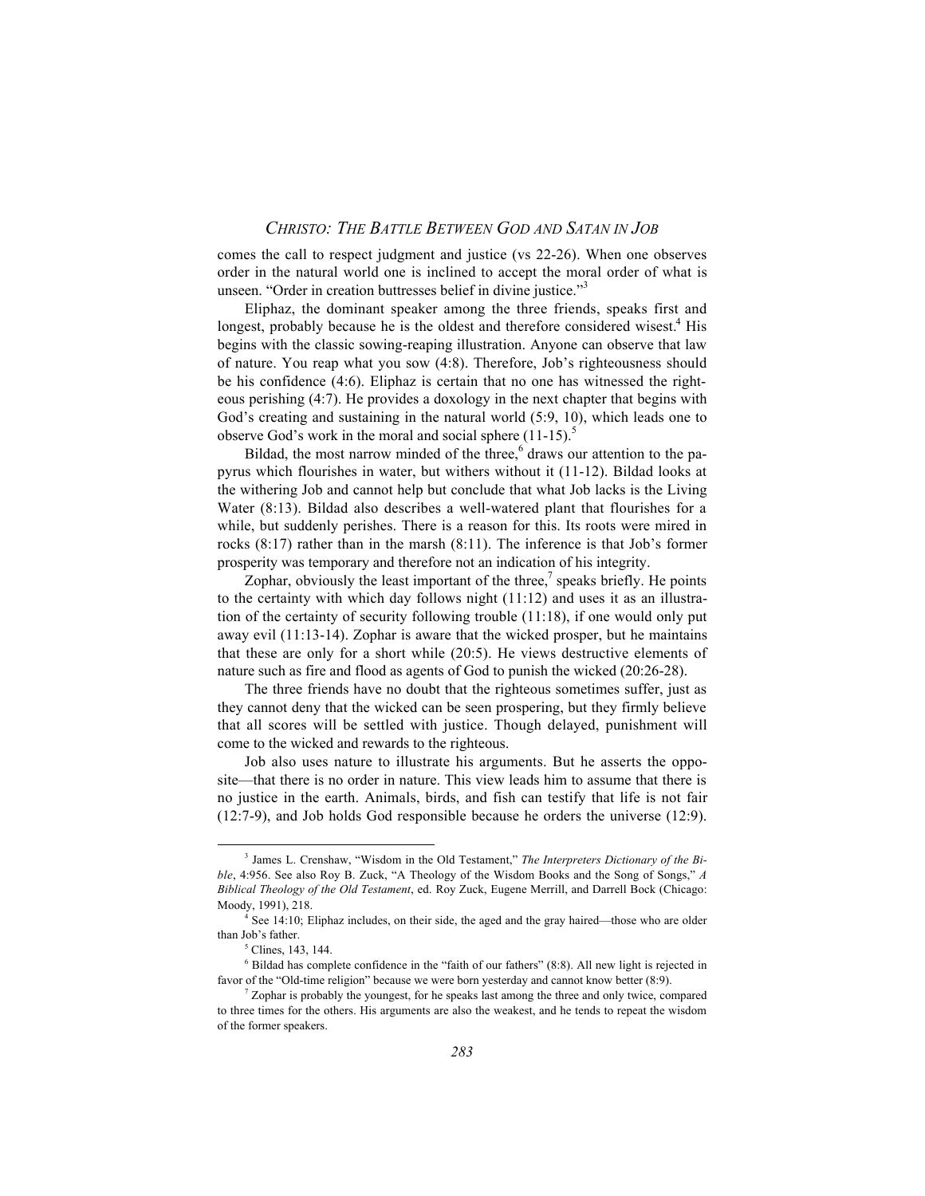comes the call to respect judgment and justice (vs 22-26). When one observes order in the natural world one is inclined to accept the moral order of what is unseen. "Order in creation buttresses belief in divine justice."[3]

Eliphaz, the dominant speaker among the three friends, speaks first and longest, probably because he is the oldest and therefore considered wisest.[4] His begins with the classic sowing-reaping illustration. Anyone can observe that law of nature. You reap what you sow (4:8). Therefore, Job's righteousness should be his confidence (4:6). Eliphaz is certain that no one has witnessed the righteous perishing (4:7). He provides a doxology in the next chapter that begins with God's creating and sustaining in the natural world (5:9, 10), which leads one to observe God's work in the moral and social sphere (11-15).[5]

Bildad, the most narrow minded of the three,[6] draws our attention to the papyrus which flourishes in water, but withers without it (11-12). Bildad looks at the withering Job and cannot help but conclude that what Job lacks is the Living Water (8:13). Bildad also describes a well-watered plant that flourishes for a while, but suddenly perishes. There is a reason for this. Its roots were mired in rocks (8:17) rather than in the marsh (8:11). The inference is that Job's former prosperity was temporary and therefore not an indication of his integrity.

Zophar, obviously the least important of the three,[7] speaks briefly. He points to the certainty with which day follows night (11:12) and uses it as an illustration of the certainty of security following trouble (11:18), if one would only put away evil (11:13-14). Zophar is aware that the wicked prosper, but he maintains that these are only for a short while (20:5). He views destructive elements of nature such as fire and flood as agents of God to punish the wicked (20:26-28).

The three friends have no doubt that the righteous sometimes suffer, just as they cannot deny that the wicked can be seen prospering, but they firmly believe that all scores will be settled with justice. Though delayed, punishment will come to the wicked and rewards to the righteous.

Job also uses nature to illustrate his arguments. But he asserts the opposite—that there is no order in nature. This view leads him to assume that there is no justice in the earth. Animals, birds, and fish can testify that life is not fair (12:7-9), and Job holds God responsible because he orders the universe (12:9).

---

[3] James L. Crenshaw, "Wisdom in the Old Testament," *The Interpreters Dictionary of the Bible*, 4:956. See also Roy B. Zuck, "A Theology of the Wisdom Books and the Song of Songs," *A Biblical Theology of the Old Testament*, ed. Roy Zuck, Eugene Merrill, and Darrell Bock (Chicago: Moody, 1991), 218.

[4] See 14:10; Eliphaz includes, on their side, the aged and the gray haired—those who are older than Job's father.

[5] Clines, 143, 144.

[6] Bildad has complete confidence in the "faith of our fathers" (8:8). All new light is rejected in favor of the "Old-time religion" because we were born yesterday and cannot know better (8:9).

[7] Zophar is probably the youngest, for he speaks last among the three and only twice, compared to three times for the others. His arguments are also the weakest, and he tends to repeat the wisdom of the former speakers.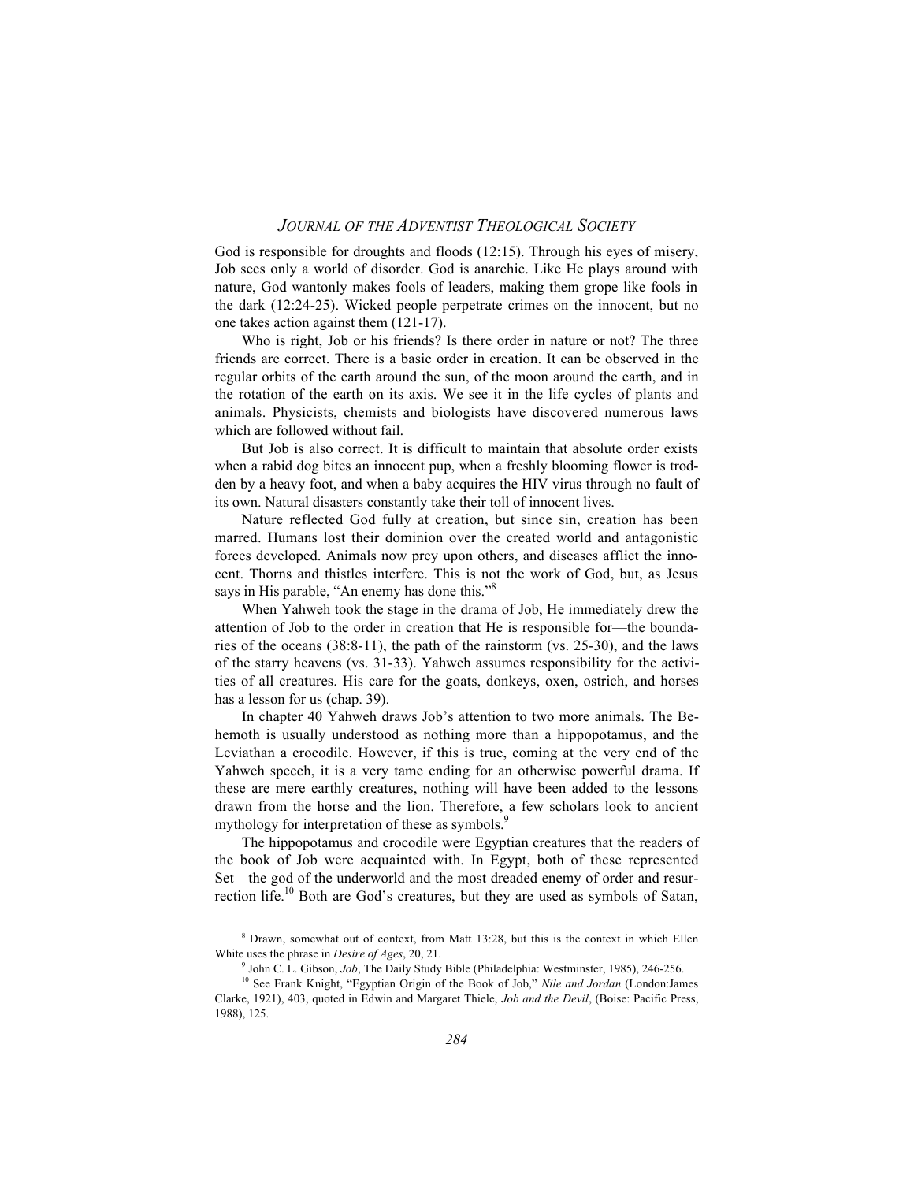God is responsible for droughts and floods (12:15). Through his eyes of misery, Job sees only a world of disorder. God is anarchic. Like He plays around with nature, God wantonly makes fools of leaders, making them grope like fools in the dark (12:24-25). Wicked people perpetrate crimes on the innocent, but no one takes action against them (121-17).

Who is right, Job or his friends? Is there order in nature or not? The three friends are correct. There is a basic order in creation. It can be observed in the regular orbits of the earth around the sun, of the moon around the earth, and in the rotation of the earth on its axis. We see it in the life cycles of plants and animals. Physicists, chemists and biologists have discovered numerous laws which are followed without fail.

But Job is also correct. It is difficult to maintain that absolute order exists when a rabid dog bites an innocent pup, when a freshly blooming flower is trodden by a heavy foot, and when a baby acquires the HIV virus through no fault of its own. Natural disasters constantly take their toll of innocent lives.

Nature reflected God fully at creation, but since sin, creation has been marred. Humans lost their dominion over the created world and antagonistic forces developed. Animals now prey upon others, and diseases afflict the innocent. Thorns and thistles interfere. This is not the work of God, but, as Jesus says in His parable, "An enemy has done this."[8]

When Yahweh took the stage in the drama of Job, He immediately drew the attention of Job to the order in creation that He is responsible for—the boundaries of the oceans (38:8-11), the path of the rainstorm (vs. 25-30), and the laws of the starry heavens (vs. 31-33). Yahweh assumes responsibility for the activities of all creatures. His care for the goats, donkeys, oxen, ostrich, and horses has a lesson for us (chap. 39).

In chapter 40 Yahweh draws Job's attention to two more animals. The Behemoth is usually understood as nothing more than a hippopotamus, and the Leviathan a crocodile. However, if this is true, coming at the very end of the Yahweh speech, it is a very tame ending for an otherwise powerful drama. If these are mere earthly creatures, nothing will have been added to the lessons drawn from the horse and the lion. Therefore, a few scholars look to ancient mythology for interpretation of these as symbols.[9]

The hippopotamus and crocodile were Egyptian creatures that the readers of the book of Job were acquainted with. In Egypt, both of these represented Set—the god of the underworld and the most dreaded enemy of order and resurrection life.[10] Both are God's creatures, but they are used as symbols of Satan,

---

[8] Drawn, somewhat out of context, from Matt 13:28, but this is the context in which Ellen White uses the phrase in *Desire of Ages*, 20, 21.

[9] John C. L. Gibson, *Job*, The Daily Study Bible (Philadelphia: Westminster, 1985), 246-256.

[10] See Frank Knight, "Egyptian Origin of the Book of Job," *Nile and Jordan* (London:James Clarke, 1921), 403, quoted in Edwin and Margaret Thiele, *Job and the Devil*, (Boise: Pacific Press, 1988), 125.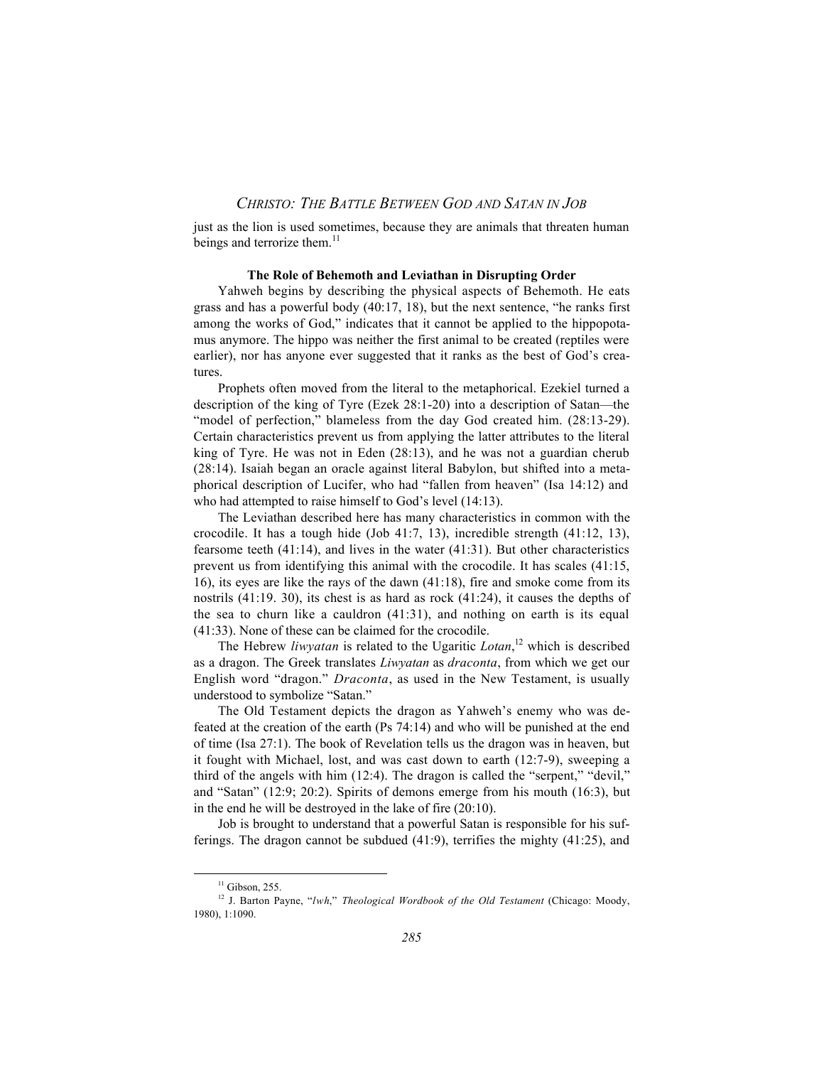just as the lion is used sometimes, because they are animals that threaten human beings and terrorize them.[11]

### The Role of Behemoth and Leviathan in Disrupting Order

Yahweh begins by describing the physical aspects of Behemoth. He eats grass and has a powerful body (40:17, 18), but the next sentence, "he ranks first among the works of God," indicates that it cannot be applied to the hippopotamus anymore. The hippo was neither the first animal to be created (reptiles were earlier), nor has anyone ever suggested that it ranks as the best of God's creatures.

Prophets often moved from the literal to the metaphorical. Ezekiel turned a description of the king of Tyre (Ezek 28:1-20) into a description of Satan—the "model of perfection," blameless from the day God created him. (28:13-29). Certain characteristics prevent us from applying the latter attributes to the literal king of Tyre. He was not in Eden (28:13), and he was not a guardian cherub (28:14). Isaiah began an oracle against literal Babylon, but shifted into a metaphorical description of Lucifer, who had "fallen from heaven" (Isa 14:12) and who had attempted to raise himself to God's level (14:13).

The Leviathan described here has many characteristics in common with the crocodile. It has a tough hide (Job 41:7, 13), incredible strength (41:12, 13), fearsome teeth (41:14), and lives in the water (41:31). But other characteristics prevent us from identifying this animal with the crocodile. It has scales (41:15, 16), its eyes are like the rays of the dawn (41:18), fire and smoke come from its nostrils (41:19. 30), its chest is as hard as rock (41:24), it causes the depths of the sea to churn like a cauldron (41:31), and nothing on earth is its equal (41:33). None of these can be claimed for the crocodile.

The Hebrew *liwyatan* is related to the Ugaritic *Lotan*,[12] which is described as a dragon. The Greek translates *Liwyatan* as *draconta*, from which we get our English word "dragon." *Draconta*, as used in the New Testament, is usually understood to symbolize "Satan."

The Old Testament depicts the dragon as Yahweh's enemy who was defeated at the creation of the earth (Ps 74:14) and who will be punished at the end of time (Isa 27:1). The book of Revelation tells us the dragon was in heaven, but it fought with Michael, lost, and was cast down to earth (12:7-9), sweeping a third of the angels with him (12:4). The dragon is called the "serpent," "devil," and "Satan" (12:9; 20:2). Spirits of demons emerge from his mouth (16:3), but in the end he will be destroyed in the lake of fire (20:10).

Job is brought to understand that a powerful Satan is responsible for his sufferings. The dragon cannot be subdued (41:9), terrifies the mighty (41:25), and

---

[11] Gibson, 255.

[12] J. Barton Payne, "*lwh*," *Theological Wordbook of the Old Testament* (Chicago: Moody, 1980), 1:1090.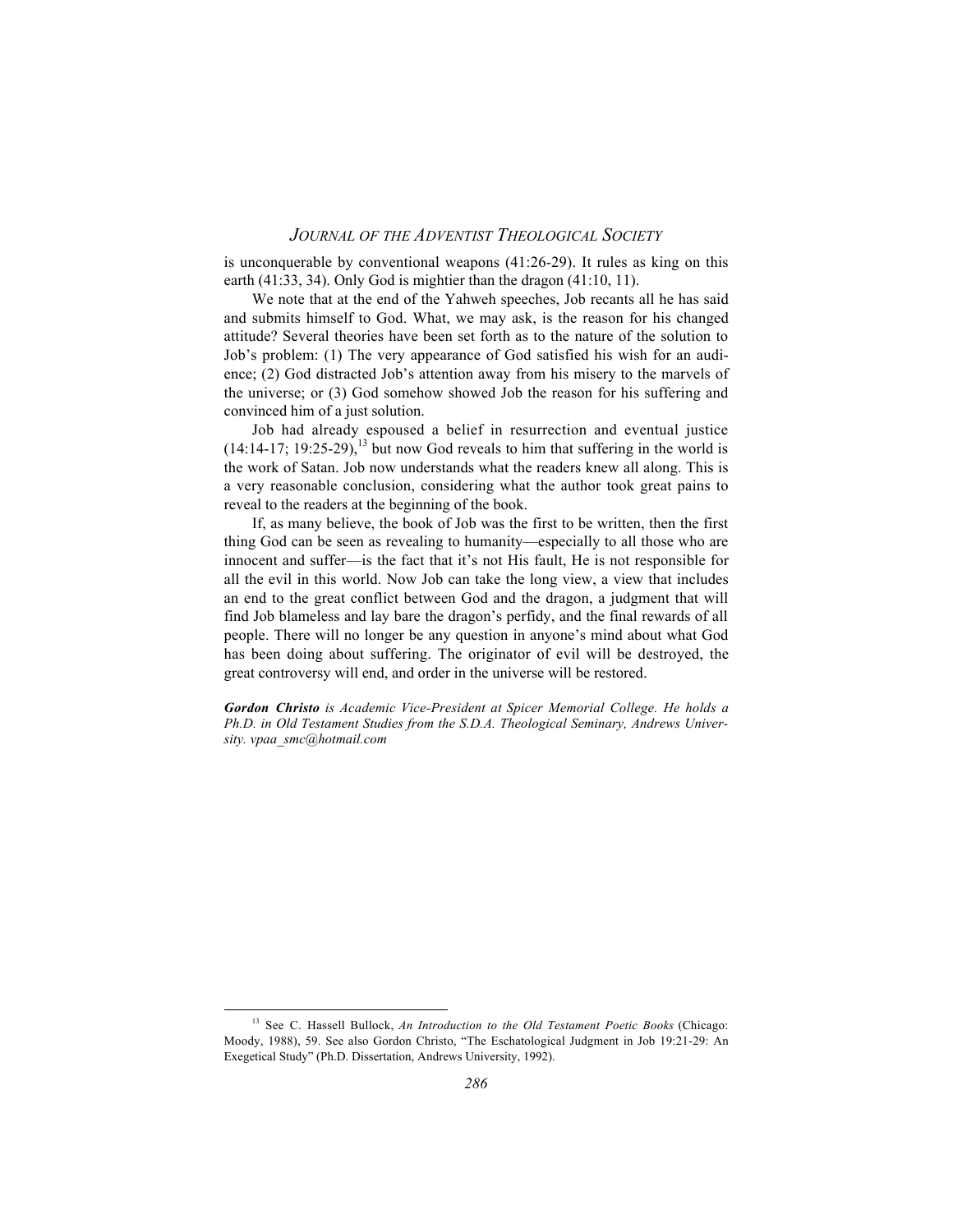is unconquerable by conventional weapons (41:26-29). It rules as king on this earth (41:33, 34). Only God is mightier than the dragon (41:10, 11).

We note that at the end of the Yahweh speeches, Job recants all he has said and submits himself to God. What, we may ask, is the reason for his changed attitude? Several theories have been set forth as to the nature of the solution to Job's problem: (1) The very appearance of God satisfied his wish for an audience; (2) God distracted Job's attention away from his misery to the marvels of the universe; or (3) God somehow showed Job the reason for his suffering and convinced him of a just solution.

Job had already espoused a belief in resurrection and eventual justice (14:14-17; 19:25-29),[13] but now God reveals to him that suffering in the world is the work of Satan. Job now understands what the readers knew all along. This is a very reasonable conclusion, considering what the author took great pains to reveal to the readers at the beginning of the book.

If, as many believe, the book of Job was the first to be written, then the first thing God can be seen as revealing to humanity—especially to all those who are innocent and suffer—is the fact that it's not His fault, He is not responsible for all the evil in this world. Now Job can take the long view, a view that includes an end to the great conflict between God and the dragon, a judgment that will find Job blameless and lay bare the dragon's perfidy, and the final rewards of all people. There will no longer be any question in anyone's mind about what God has been doing about suffering. The originator of evil will be destroyed, the great controversy will end, and order in the universe will be restored.

***Gordon Christo*** *is Academic Vice-President at Spicer Memorial College. He holds a Ph.D. in Old Testament Studies from the S.D.A. Theological Seminary, Andrews University. vpaa_smc@hotmail.com*

---

[13] See C. Hassell Bullock, *An Introduction to the Old Testament Poetic Books* (Chicago: Moody, 1988), 59. See also Gordon Christo, "The Eschatological Judgment in Job 19:21-29: An Exegetical Study" (Ph.D. Dissertation, Andrews University, 1992).